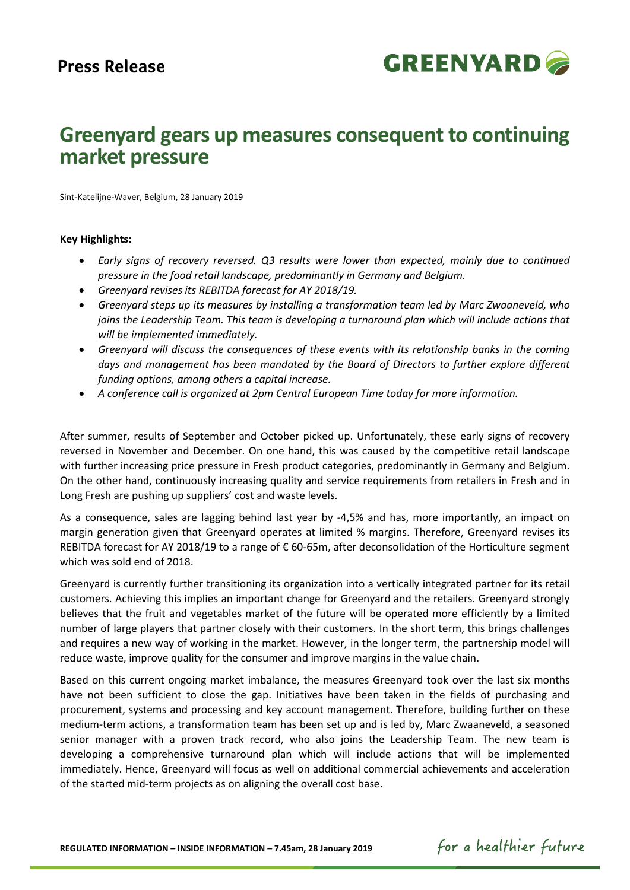**Press Release**

**GREENYARD**

# Greenyard gears up measures consequent to continuing market pressure

Sint-Katelijne-Waver, Belgium, 28 January 2019

**Key Highlights:**

- *Early signs of recovery reversed. Q3 results were lower than expected, mainly due to continued pressure in the food retail landscape, predominantly in Germany and Belgium.*
- *Greenyard revises its REBITDA forecast for AY 2018/19.*
- *Greenyard steps up its measures by installing a transformation team led by Marc Zwaaneveld, who joins the Leadership Team. This team is developing a turnaround plan which will include actions that will be implemented immediately.*
- *Greenyard will discuss the consequences of these events with its relationship banks in the coming days and management has been mandated by the Board of Directors to further explore different funding options, among others a capital increase.*
- *A conference call is organized at 2pm Central European Time today for more information.*

After summer, results of September and October picked up. Unfortunately, these early signs of recovery reversed in November and December. On one hand, this was caused by the competitive retail landscape with further increasing price pressure in Fresh product categories, predominantly in Germany and Belgium. On the other hand, continuously increasing quality and service requirements from retailers in Fresh and in Long Fresh are pushing up suppliers' cost and waste levels.

As a consequence, sales are lagging behind last year by -4,5% and has, more importantly, an impact on margin generation given that Greenyard operates at limited % margins. Therefore, Greenyard revises its REBITDA forecast for AY 2018/19 to a range of € 60-65m, after deconsolidation of the Horticulture segment which was sold end of 2018.

Greenyard is currently further transitioning its organization into a vertically integrated partner for its retail customers. Achieving this implies an important change for Greenyard and the retailers. Greenyard strongly believes that the fruit and vegetables market of the future will be operated more efficiently by a limited number of large players that partner closely with their customers. In the short term, this brings challenges and requires a new way of working in the market. However, in the longer term, the partnership model will reduce waste, improve quality for the consumer and improve margins in the value chain.

Based on this current ongoing market imbalance, the measures Greenyard took over the last six months have not been sufficient to close the gap. Initiatives have been taken in the fields of purchasing and procurement, systems and processing and key account management. Therefore, building further on these medium-term actions, a transformation team has been set up and is led by, Marc Zwaaneveld, a seasoned senior manager with a proven track record, who also joins the Leadership Team. The new team is developing a comprehensive turnaround plan which will include actions that will be implemented immediately. Hence, Greenyard will focus as well on additional commercial achievements and acceleration of the started mid-term projects as on aligning the overall cost base.

**REGULATED INFORMATION – INSIDE INFORMATION – 7.45am, 28 January 2019**

*for a healthier future*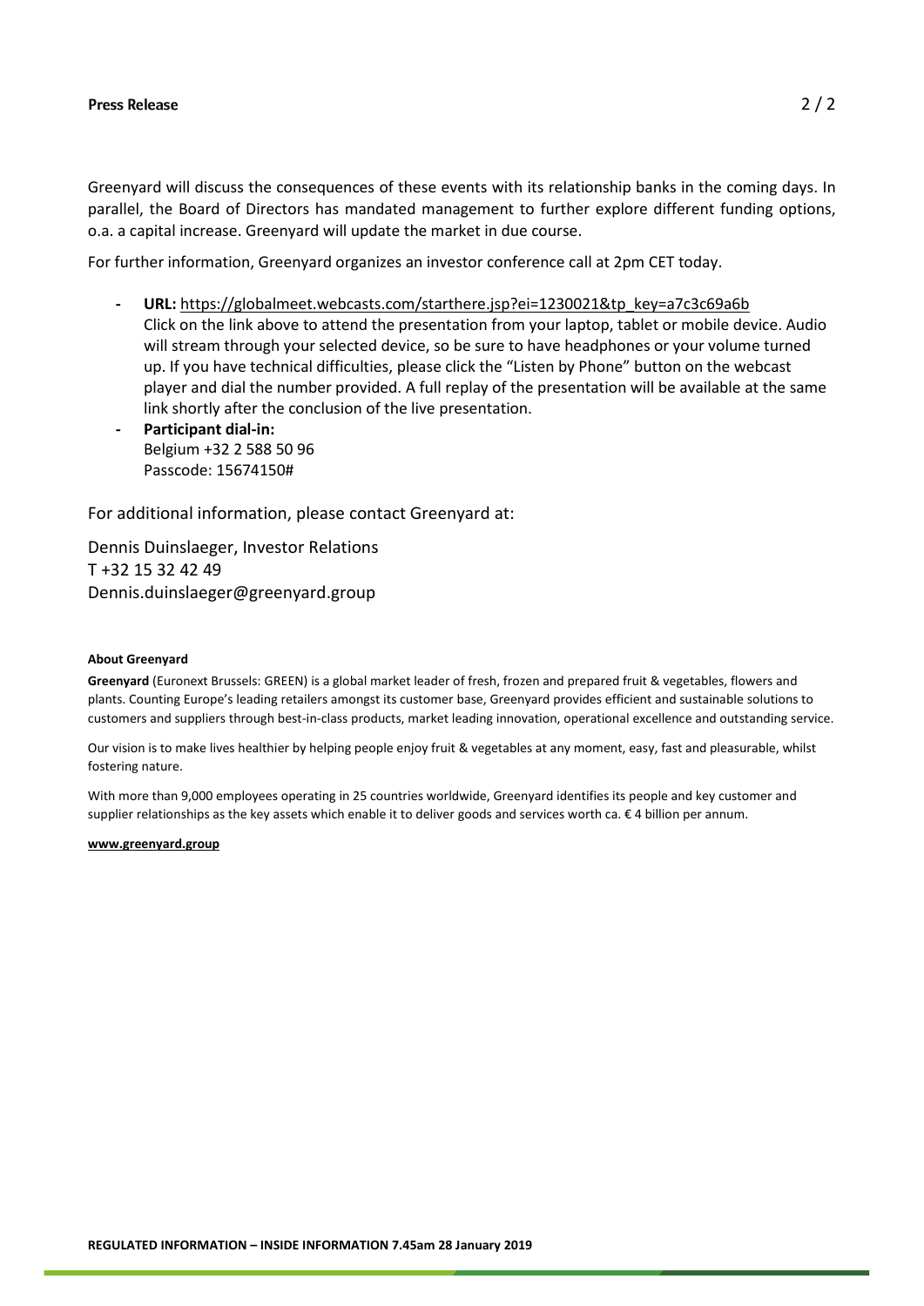Greenyard will discuss the consequences of these events with its relationship banks in the coming days. In parallel, the Board of Directors has mandated management to further explore different funding options, o.a. a capital increase. Greenyard will update the market in due course.

For further information, Greenyard organizes an investor conference call at 2pm CET today.

- **URL:** https://globalmeet.webcasts.com/starthere.jsp?ei=1230021&tp_key=a7c3c69a6b
  Click on the link above to attend the presentation from your laptop, tablet or mobile device. Audio will stream through your selected device, so be sure to have headphones or your volume turned up. If you have technical difficulties, please click the "Listen by Phone" button on the webcast player and dial the number provided. A full replay of the presentation will be available at the same link shortly after the conclusion of the live presentation.
- **Participant dial-in:**
  Belgium +32 2 588 50 96
  Passcode: 15674150#

For additional information, please contact Greenyard at:

Dennis Duinslaeger, Investor Relations
T +32 15 32 42 49
Dennis.duinslaeger@greenyard.group

**About Greenyard**

**Greenyard** (Euronext Brussels: GREEN) is a global market leader of fresh, frozen and prepared fruit & vegetables, flowers and plants. Counting Europe's leading retailers amongst its customer base, Greenyard provides efficient and sustainable solutions to customers and suppliers through best-in-class products, market leading innovation, operational excellence and outstanding service.

Our vision is to make lives healthier by helping people enjoy fruit & vegetables at any moment, easy, fast and pleasurable, whilst fostering nature.

With more than 9,000 employees operating in 25 countries worldwide, Greenyard identifies its people and key customer and supplier relationships as the key assets which enable it to deliver goods and services worth ca. € 4 billion per annum.

**www.greenyard.group**

**REGULATED INFORMATION – INSIDE INFORMATION 7.45am 28 January 2019**